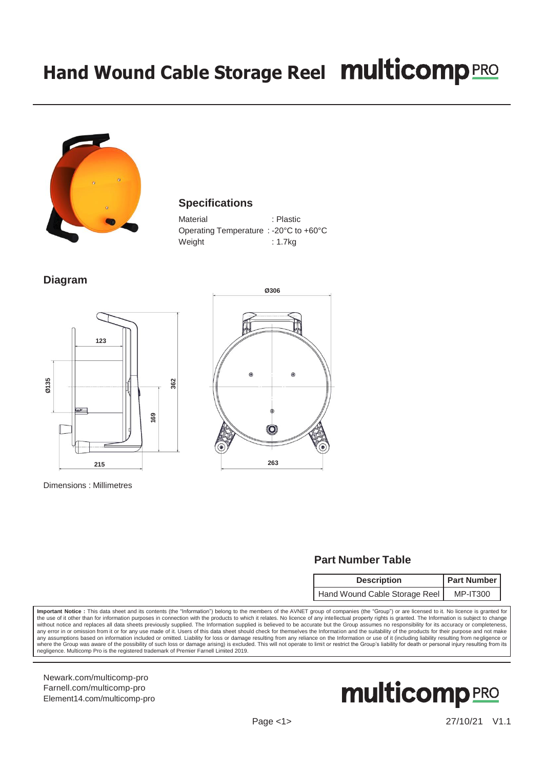# Hand Wound Cable Storage Reel

## Specifications

Material : Plastic
Operating Temperature : -20°C to +60°C
Weight : 1.7kg

## Diagram

Ø306

123

Ø135

362

169

215

263

Dimensions : Millimetres

## Part Number Table

| Description | Part Number |
| --- | --- |
| Hand Wound Cable Storage Reel | MP-IT300 |

**Important Notice :** This data sheet and its contents (the "Information") belong to the members of the AVNET group of companies (the "Group") or are licensed to it. No licence is granted for the use of it other than for information purposes in connection with the products to which it relates. No licence of any intellectual property rights is granted. The Information is subject to change without notice and replaces all data sheets previously supplied. The Information supplied is believed to be accurate but the Group assumes no responsibility for its accuracy or completeness, any error in or omission from it or for any use made of it. Users of this data sheet should check for themselves the Information and the suitability of the products for their purpose and not make any assumptions based on information included or omitted. Liability for loss or damage resulting from any reliance on the Information or use of it (including liability resulting from negligence or where the Group was aware of the possibility of such loss or damage arising) is excluded. This will not operate to limit or restrict the Group's liability for death or personal injury resulting from its negligence. Multicomp Pro is the registered trademark of Premier Farnell Limited 2019.

Newark.com/multicomp-pro
Farnell.com/multicomp-pro
Element14.com/multicomp-pro

27/10/21 V1.1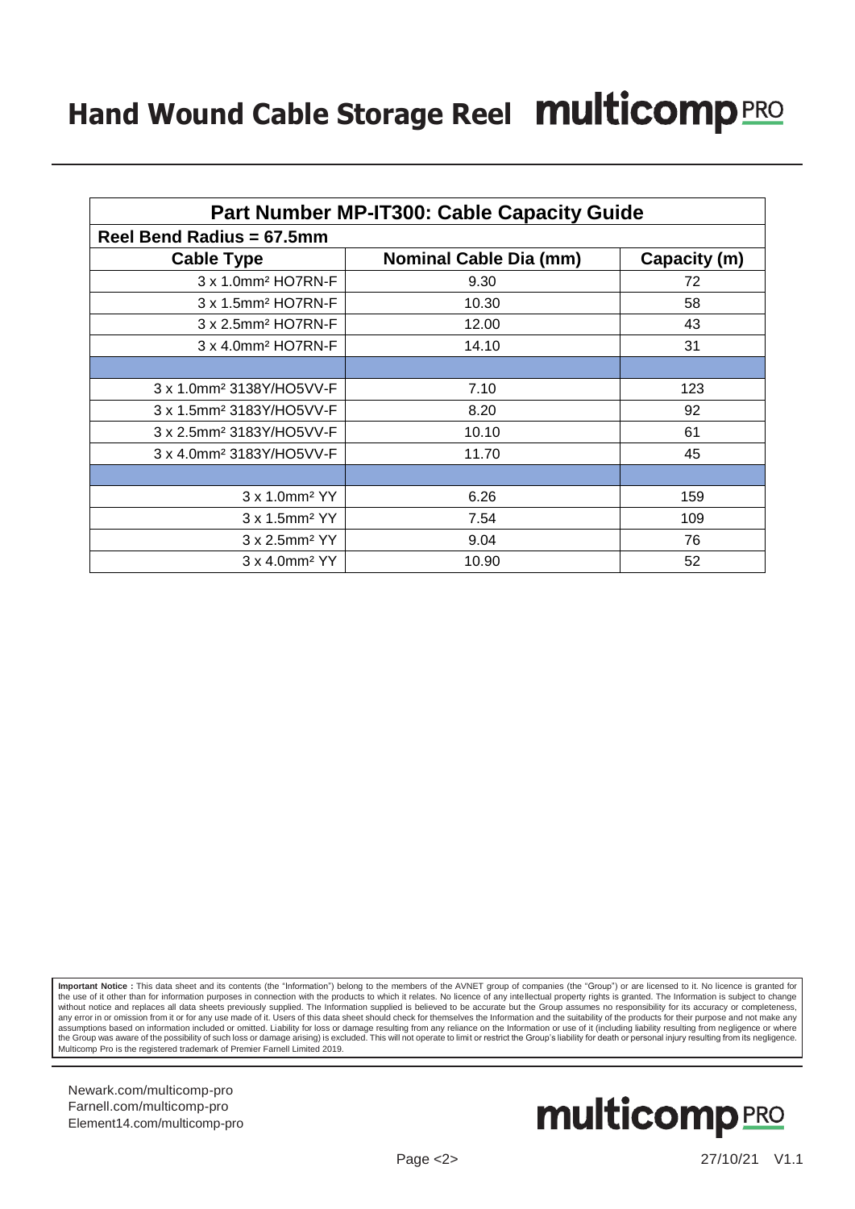# Hand Wound Cable Storage Reel

## Part Number MP-IT300: Cable Capacity Guide

**Reel Bend Radius = 67.5mm**

| Cable Type | Nominal Cable Dia (mm) | Capacity (m) |
|---|---|---|
| 3 x 1.0mm² HO7RN-F | 9.30 | 72 |
| 3 x 1.5mm² HO7RN-F | 10.30 | 58 |
| 3 x 2.5mm² HO7RN-F | 12.00 | 43 |
| 3 x 4.0mm² HO7RN-F | 14.10 | 31 |
| | | |
| 3 x 1.0mm² 3138Y/HO5VV-F | 7.10 | 123 |
| 3 x 1.5mm² 3183Y/HO5VV-F | 8.20 | 92 |
| 3 x 2.5mm² 3183Y/HO5VV-F | 10.10 | 61 |
| 3 x 4.0mm² 3183Y/HO5VV-F | 11.70 | 45 |
| | | |
| 3 x 1.0mm² YY | 6.26 | 159 |
| 3 x 1.5mm² YY | 7.54 | 109 |
| 3 x 2.5mm² YY | 9.04 | 76 |
| 3 x 4.0mm² YY | 10.90 | 52 |

**Important Notice :** This data sheet and its contents (the "Information") belong to the members of the AVNET group of companies (the "Group") or are licensed to it. No licence is granted for the use of it other than for information purposes in connection with the products to which it relates. No licence of any intellectual property rights is granted. The Information is subject to change without notice and replaces all data sheets previously supplied. The Information supplied is believed to be accurate but the Group assumes no responsibility for its accuracy or completeness, any error in or omission from it or for any use made of it. Users of this data sheet should check for themselves the Information and the suitability of the products for their purpose and not make any assumptions based on information included or omitted. Liability for loss or damage resulting from any reliance on the Information or use of it (including liability resulting from negligence or where the Group was aware of the possibility of such loss or damage arising) is excluded. This will not operate to limit or restrict the Group's liability for death or personal injury resulting from its negligence. Multicomp Pro is the registered trademark of Premier Farnell Limited 2019.

Newark.com/multicomp-pro
Farnell.com/multicomp-pro
Element14.com/multicomp-pro

27/10/21 V1.1